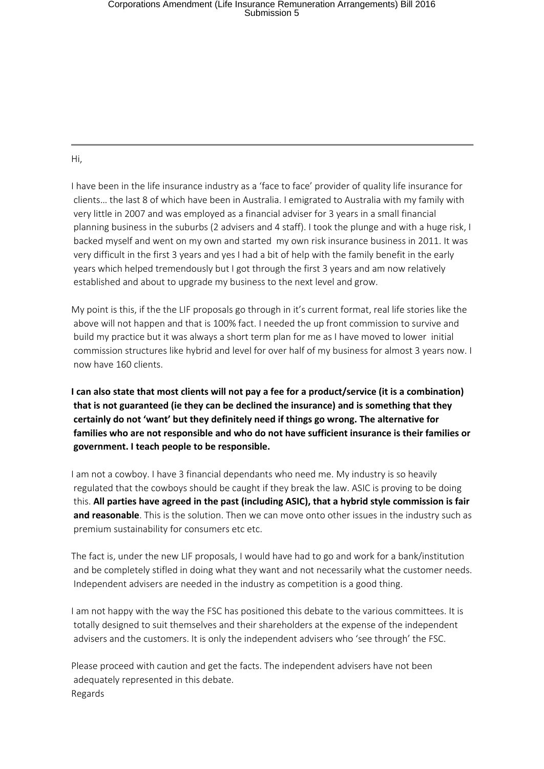Hi,

I have been in the life insurance industry as a 'face to face' provider of quality life insurance for clients… the last 8 of which have been in Australia. I emigrated to Australia with my family with very little in 2007 and was employed as a financial adviser for 3 years in a small financial planning business in the suburbs (2 advisers and 4 staff). I took the plunge and with a huge risk, I backed myself and went on my own and started my own risk insurance business in 2011. It was very difficult in the first 3 years and yes I had a bit of help with the family benefit in the early years which helped tremendously but I got through the first 3 years and am now relatively established and about to upgrade my business to the next level and grow.

My point is this, if the the LIF proposals go through in it's current format, real life stories like the above will not happen and that is 100% fact. I needed the up front commission to survive and build my practice but it was always a short term plan for me as I have moved to lower initial commission structures like hybrid and level for over half of my business for almost 3 years now. I now have 160 clients.

**I can also state that most clients will not pay a fee for a product/service (it is a combination) that is not guaranteed (ie they can be declined the insurance) and is something that they certainly do not 'want' but they definitely need if things go wrong. The alternative for families who are not responsible and who do not have sufficient insurance is their families or government. I teach people to be responsible.**

I am not a cowboy. I have 3 financial dependants who need me. My industry is so heavily regulated that the cowboys should be caught if they break the law. ASIC is proving to be doing this. **All parties have agreed in the past (including ASIC), that a hybrid style commission is fair and reasonable**. This is the solution. Then we can move onto other issues in the industry such as premium sustainability for consumers etc etc.

The fact is, under the new LIF proposals, I would have had to go and work for a bank/institution and be completely stifled in doing what they want and not necessarily what the customer needs. Independent advisers are needed in the industry as competition is a good thing.

I am not happy with the way the FSC has positioned this debate to the various committees. It is totally designed to suit themselves and their shareholders at the expense of the independent advisers and the customers. It is only the independent advisers who 'see through' the FSC.

Please proceed with caution and get the facts. The independent advisers have not been adequately represented in this debate.

Regards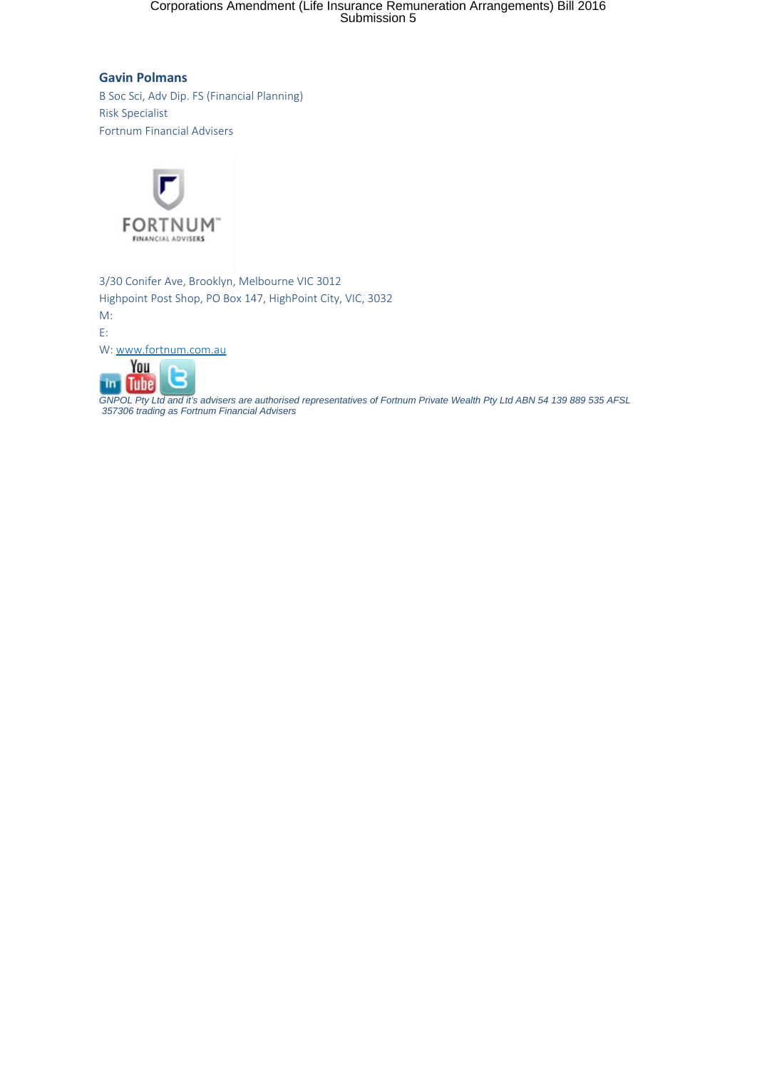**Gavin Polmans**

B Soc Sci, Adv Dip. FS (Financial Planning)

Risk Specialist

Fortnum Financial Advisers

3/30 Conifer Ave, Brooklyn, Melbourne VIC 3012

Highpoint Post Shop, PO Box 147, HighPoint City, VIC, 3032

M:

E:

W: www.fortnum.com.au

*GNPOL Pty Ltd and it's advisers are authorised representatives of Fortnum Private Wealth Pty Ltd ABN 54 139 889 535 AFSL 357306 trading as Fortnum Financial Advisers*